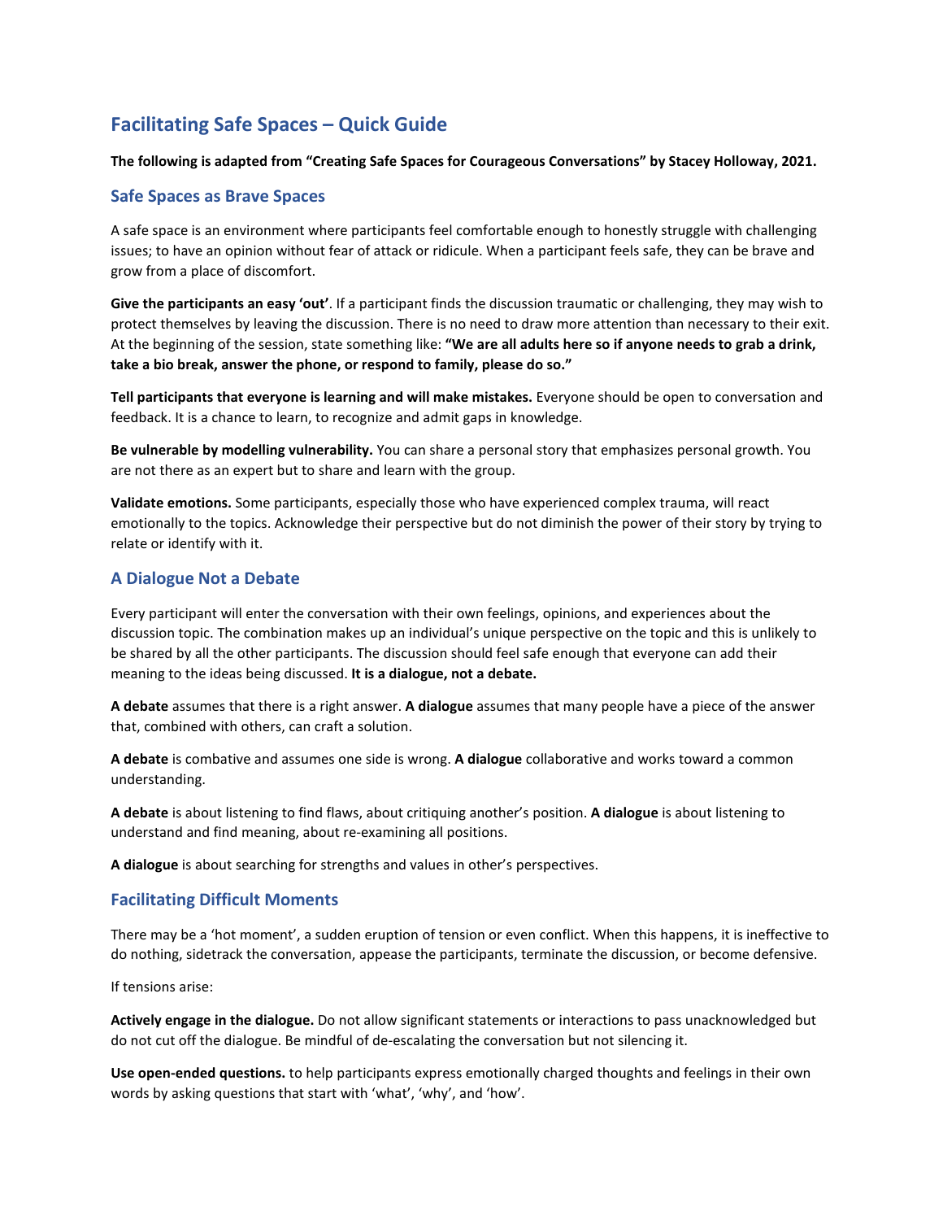# Facilitating Safe Spaces – Quick Guide

**The following is adapted from "Creating Safe Spaces for Courageous Conversations" by Stacey Holloway, 2021.**

## Safe Spaces as Brave Spaces

A safe space is an environment where participants feel comfortable enough to honestly struggle with challenging issues; to have an opinion without fear of attack or ridicule. When a participant feels safe, they can be brave and grow from a place of discomfort.

**Give the participants an easy 'out'**. If a participant finds the discussion traumatic or challenging, they may wish to protect themselves by leaving the discussion. There is no need to draw more attention than necessary to their exit. At the beginning of the session, state something like: **"We are all adults here so if anyone needs to grab a drink, take a bio break, answer the phone, or respond to family, please do so."**

**Tell participants that everyone is learning and will make mistakes.** Everyone should be open to conversation and feedback. It is a chance to learn, to recognize and admit gaps in knowledge.

**Be vulnerable by modelling vulnerability.** You can share a personal story that emphasizes personal growth. You are not there as an expert but to share and learn with the group.

**Validate emotions.** Some participants, especially those who have experienced complex trauma, will react emotionally to the topics. Acknowledge their perspective but do not diminish the power of their story by trying to relate or identify with it.

## A Dialogue Not a Debate

Every participant will enter the conversation with their own feelings, opinions, and experiences about the discussion topic. The combination makes up an individual's unique perspective on the topic and this is unlikely to be shared by all the other participants. The discussion should feel safe enough that everyone can add their meaning to the ideas being discussed. **It is a dialogue, not a debate.**

**A debate** assumes that there is a right answer. **A dialogue** assumes that many people have a piece of the answer that, combined with others, can craft a solution.

**A debate** is combative and assumes one side is wrong. **A dialogue** collaborative and works toward a common understanding.

**A debate** is about listening to find flaws, about critiquing another's position. **A dialogue** is about listening to understand and find meaning, about re-examining all positions.

**A dialogue** is about searching for strengths and values in other's perspectives.

## Facilitating Difficult Moments

There may be a 'hot moment', a sudden eruption of tension or even conflict. When this happens, it is ineffective to do nothing, sidetrack the conversation, appease the participants, terminate the discussion, or become defensive.

If tensions arise:

**Actively engage in the dialogue.** Do not allow significant statements or interactions to pass unacknowledged but do not cut off the dialogue. Be mindful of de-escalating the conversation but not silencing it.

**Use open-ended questions.** to help participants express emotionally charged thoughts and feelings in their own words by asking questions that start with 'what', 'why', and 'how'.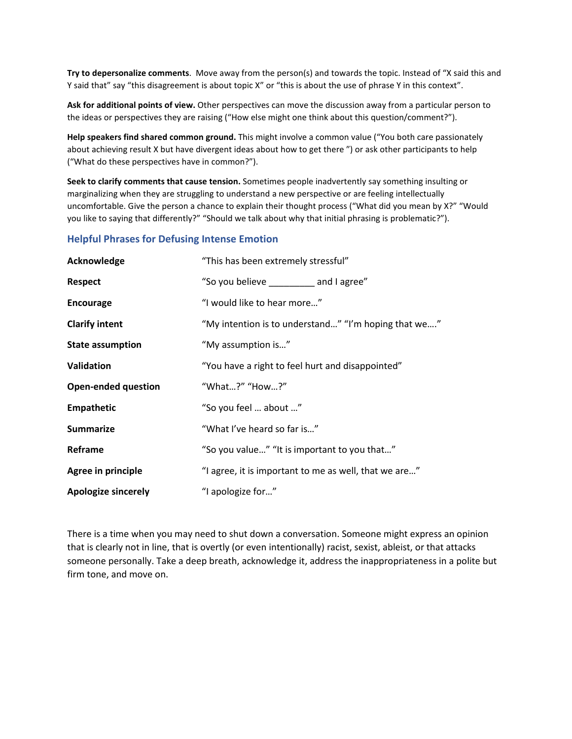**Try to depersonalize comments**. Move away from the person(s) and towards the topic. Instead of "X said this and Y said that" say "this disagreement is about topic X" or "this is about the use of phrase Y in this context".

**Ask for additional points of view.** Other perspectives can move the discussion away from a particular person to the ideas or perspectives they are raising ("How else might one think about this question/comment?").

**Help speakers find shared common ground.** This might involve a common value ("You both care passionately about achieving result X but have divergent ideas about how to get there ") or ask other participants to help ("What do these perspectives have in common?").

**Seek to clarify comments that cause tension.** Sometimes people inadvertently say something insulting or marginalizing when they are struggling to understand a new perspective or are feeling intellectually uncomfortable. Give the person a chance to explain their thought process ("What did you mean by X?" "Would you like to saying that differently?" "Should we talk about why that initial phrasing is problematic?").

## Helpful Phrases for Defusing Intense Emotion

| | |
|---|---|
| **Acknowledge** | "This has been extremely stressful" |
| **Respect** | "So you believe _________ and I agree" |
| **Encourage** | "I would like to hear more…" |
| **Clarify intent** | "My intention is to understand…" "I'm hoping that we…." |
| **State assumption** | "My assumption is…" |
| **Validation** | "You have a right to feel hurt and disappointed" |
| **Open-ended question** | "What…?" "How…?" |
| **Empathetic** | "So you feel … about …" |
| **Summarize** | "What I've heard so far is…" |
| **Reframe** | "So you value…" "It is important to you that…" |
| **Agree in principle** | "I agree, it is important to me as well, that we are…" |
| **Apologize sincerely** | "I apologize for…" |

There is a time when you may need to shut down a conversation. Someone might express an opinion that is clearly not in line, that is overtly (or even intentionally) racist, sexist, ableist, or that attacks someone personally. Take a deep breath, acknowledge it, address the inappropriateness in a polite but firm tone, and move on.